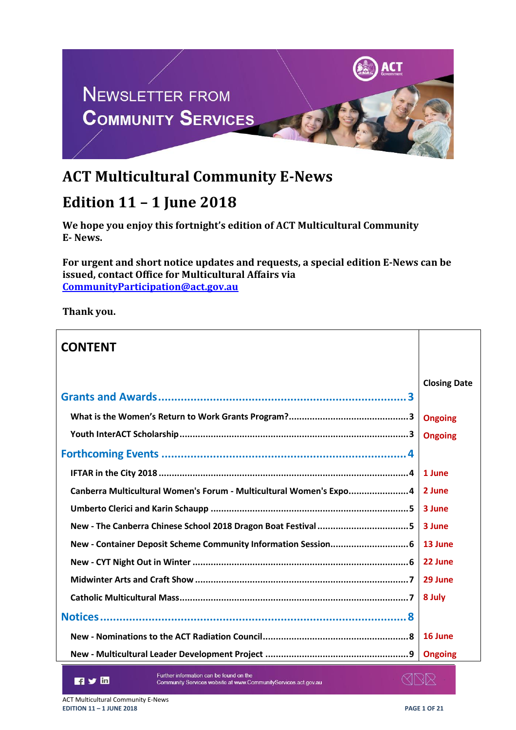NEWSLETTER FROM COMMUNITY SERVICES

# ACT Multicultural Community E-News

# Edition 11 – 1 June 2018

**We hope you enjoy this fortnight's edition of ACT Multicultural Community E- News.**

**For urgent and short notice updates and requests, a special edition E-News can be issued, contact Office for Multicultural Affairs via CommunityParticipation@act.gov.au**

**Thank you.**

| CONTENT | Closing Date |
|---|---|
| **Grants and Awards ........ 3** | |
| What is the Women's Return to Work Grants Program? ........ 3 | Ongoing |
| Youth InterACT Scholarship ........ 3 | Ongoing |
| **Forthcoming Events ........ 4** | |
| IFTAR in the City 2018 ........ 4 | 1 June |
| Canberra Multicultural Women's Forum - Multicultural Women's Expo ........ 4 | 2 June |
| Umberto Clerici and Karin Schaupp ........ 5 | 3 June |
| New - The Canberra Chinese School 2018 Dragon Boat Festival ........ 5 | 3 June |
| New - Container Deposit Scheme Community Information Session ........ 6 | 13 June |
| New - CYT Night Out in Winter ........ 6 | 22 June |
| Midwinter Arts and Craft Show ........ 7 | 29 June |
| Catholic Multicultural Mass ........ 7 | 8 July |
| **Notices ........ 8** | |
| New - Nominations to the ACT Radiation Council ........ 8 | 16 June |
| New - Multicultural Leader Development Project ........ 9 | Ongoing |

Further information can be found on the Community Services website at www.CommunityServices.act.gov.au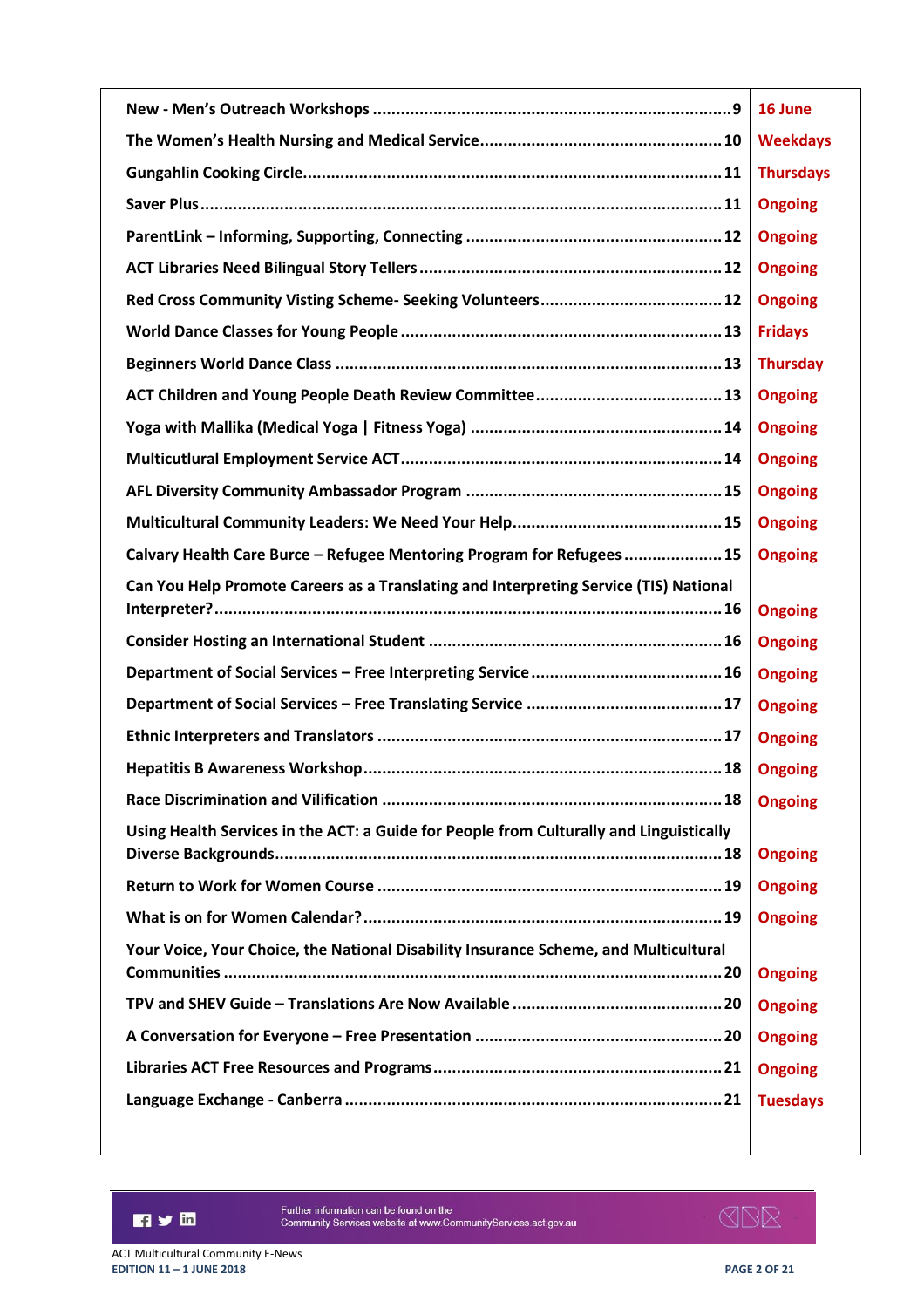| | |
|---|---|
| **New - Men's Outreach Workshops ............ 9** | **16 June** |
| **The Women's Health Nursing and Medical Service ............ 10** | **Weekdays** |
| **Gungahlin Cooking Circle ............ 11** | **Thursdays** |
| **Saver Plus ............ 11** | **Ongoing** |
| **ParentLink – Informing, Supporting, Connecting ............ 12** | **Ongoing** |
| **ACT Libraries Need Bilingual Story Tellers ............ 12** | **Ongoing** |
| **Red Cross Community Visting Scheme- Seeking Volunteers ............ 12** | **Ongoing** |
| **World Dance Classes for Young People ............ 13** | **Fridays** |
| **Beginners World Dance Class ............ 13** | **Thursday** |
| **ACT Children and Young People Death Review Committee ............ 13** | **Ongoing** |
| **Yoga with Mallika (Medical Yoga \| Fitness Yoga) ............ 14** | **Ongoing** |
| **Multicutlural Employment Service ACT ............ 14** | **Ongoing** |
| **AFL Diversity Community Ambassador Program ............ 15** | **Ongoing** |
| **Multicultural Community Leaders: We Need Your Help ............ 15** | **Ongoing** |
| **Calvary Health Care Burce – Refugee Mentoring Program for Refugees ............ 15** | **Ongoing** |
| **Can You Help Promote Careers as a Translating and Interpreting Service (TIS) National Interpreter? ............ 16** | **Ongoing** |
| **Consider Hosting an International Student ............ 16** | **Ongoing** |
| **Department of Social Services – Free Interpreting Service ............ 16** | **Ongoing** |
| **Department of Social Services – Free Translating Service ............ 17** | **Ongoing** |
| **Ethnic Interpreters and Translators ............ 17** | **Ongoing** |
| **Hepatitis B Awareness Workshop ............ 18** | **Ongoing** |
| **Race Discrimination and Vilification ............ 18** | **Ongoing** |
| **Using Health Services in the ACT: a Guide for People from Culturally and Linguistically Diverse Backgrounds ............ 18** | **Ongoing** |
| **Return to Work for Women Course ............ 19** | **Ongoing** |
| **What is on for Women Calendar? ............ 19** | **Ongoing** |
| **Your Voice, Your Choice, the National Disability Insurance Scheme, and Multicultural Communities ............ 20** | **Ongoing** |
| **TPV and SHEV Guide – Translations Are Now Available ............ 20** | **Ongoing** |
| **A Conversation for Everyone – Free Presentation ............ 20** | **Ongoing** |
| **Libraries ACT Free Resources and Programs ............ 21** | **Ongoing** |
| **Language Exchange - Canberra ............ 21** | **Tuesdays** |

Further information can be found on the Community Services website at www.CommunityServices.act.gov.au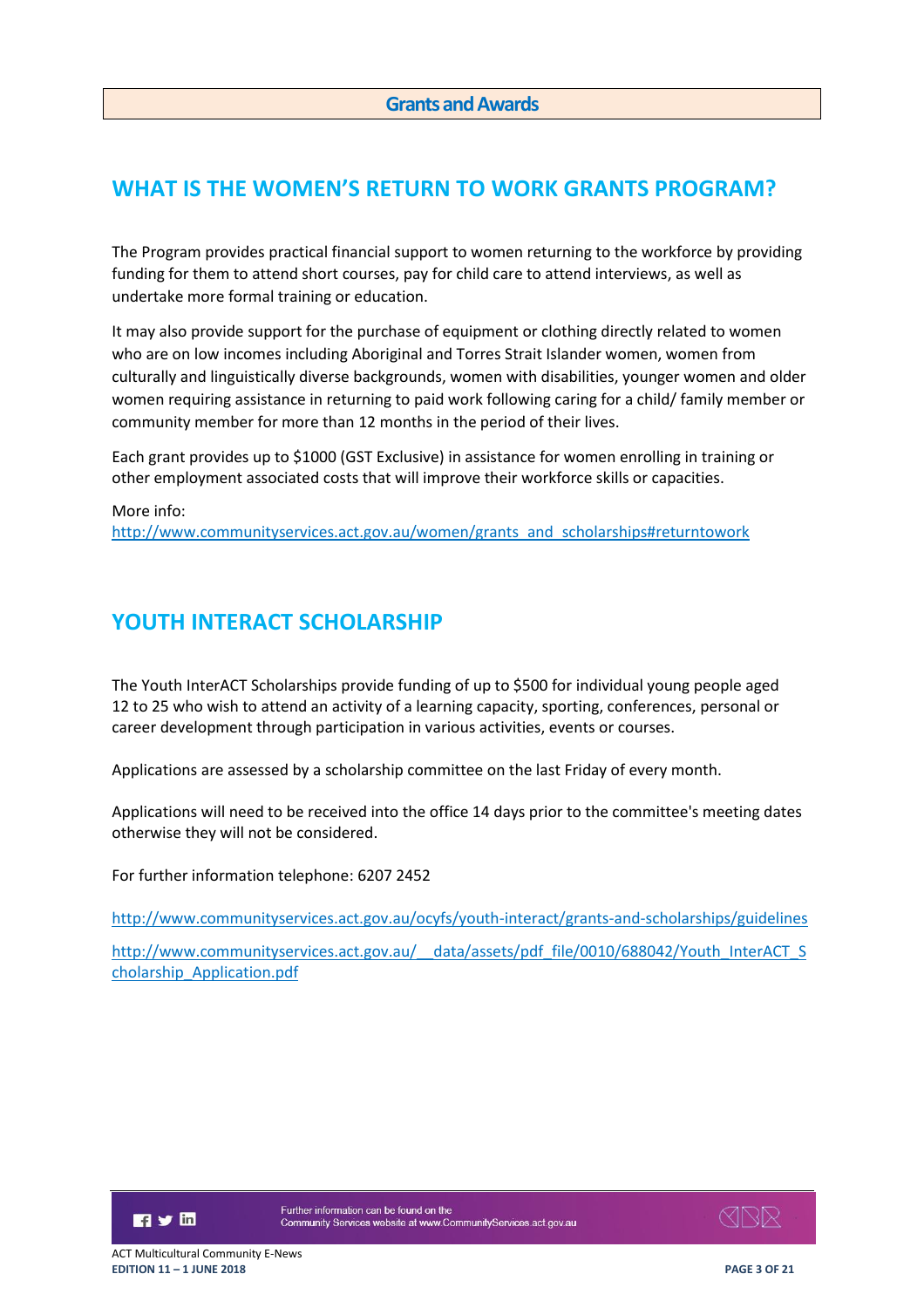## Grants and Awards

# WHAT IS THE WOMEN'S RETURN TO WORK GRANTS PROGRAM?

The Program provides practical financial support to women returning to the workforce by providing funding for them to attend short courses, pay for child care to attend interviews, as well as undertake more formal training or education.

It may also provide support for the purchase of equipment or clothing directly related to women who are on low incomes including Aboriginal and Torres Strait Islander women, women from culturally and linguistically diverse backgrounds, women with disabilities, younger women and older women requiring assistance in returning to paid work following caring for a child/ family member or community member for more than 12 months in the period of their lives.

Each grant provides up to $1000 (GST Exclusive) in assistance for women enrolling in training or other employment associated costs that will improve their workforce skills or capacities.

More info:
http://www.communityservices.act.gov.au/women/grants_and_scholarships#returntowork

# YOUTH INTERACT SCHOLARSHIP

The Youth InterACT Scholarships provide funding of up to $500 for individual young people aged 12 to 25 who wish to attend an activity of a learning capacity, sporting, conferences, personal or career development through participation in various activities, events or courses.

Applications are assessed by a scholarship committee on the last Friday of every month.

Applications will need to be received into the office 14 days prior to the committee's meeting dates otherwise they will not be considered.

For further information telephone: 6207 2452

http://www.communityservices.act.gov.au/ocyfs/youth-interact/grants-and-scholarships/guidelines

http://www.communityservices.act.gov.au/__data/assets/pdf_file/0010/688042/Youth_InterACT_Scholarship_Application.pdf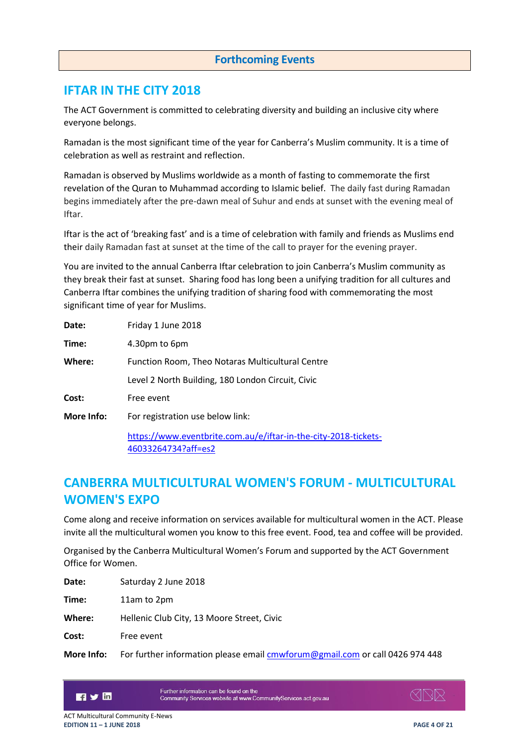## Forthcoming Events

## IFTAR IN THE CITY 2018

The ACT Government is committed to celebrating diversity and building an inclusive city where everyone belongs.

Ramadan is the most significant time of the year for Canberra's Muslim community. It is a time of celebration as well as restraint and reflection.

Ramadan is observed by Muslims worldwide as a month of fasting to commemorate the first revelation of the Quran to Muhammad according to Islamic belief. The daily fast during Ramadan begins immediately after the pre-dawn meal of Suhur and ends at sunset with the evening meal of Iftar.

Iftar is the act of 'breaking fast' and is a time of celebration with family and friends as Muslims end their daily Ramadan fast at sunset at the time of the call to prayer for the evening prayer.

You are invited to the annual Canberra Iftar celebration to join Canberra's Muslim community as they break their fast at sunset. Sharing food has long been a unifying tradition for all cultures and Canberra Iftar combines the unifying tradition of sharing food with commemorating the most significant time of year for Muslims.

**Date:** Friday 1 June 2018

**Time:** 4.30pm to 6pm

**Where:** Function Room, Theo Notaras Multicultural Centre
Level 2 North Building, 180 London Circuit, Civic

**Cost:** Free event

**More Info:** For registration use below link:
https://www.eventbrite.com.au/e/iftar-in-the-city-2018-tickets-46033264734?aff=es2

## CANBERRA MULTICULTURAL WOMEN'S FORUM - MULTICULTURAL WOMEN'S EXPO

Come along and receive information on services available for multicultural women in the ACT. Please invite all the multicultural women you know to this free event. Food, tea and coffee will be provided.

Organised by the Canberra Multicultural Women's Forum and supported by the ACT Government Office for Women.

**Date:** Saturday 2 June 2018

**Time:** 11am to 2pm

**Where:** Hellenic Club City, 13 Moore Street, Civic

**Cost:** Free event

**More Info:** For further information please email cmwforum@gmail.com or call 0426 974 448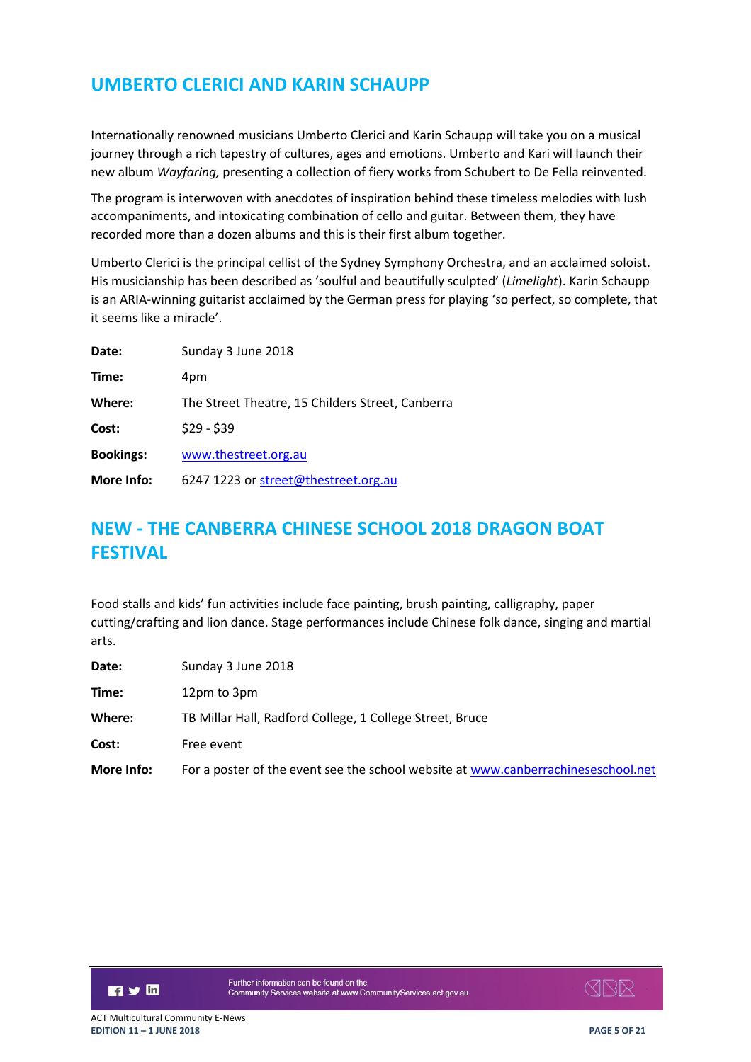## UMBERTO CLERICI AND KARIN SCHAUPP

Internationally renowned musicians Umberto Clerici and Karin Schaupp will take you on a musical journey through a rich tapestry of cultures, ages and emotions. Umberto and Kari will launch their new album *Wayfaring,* presenting a collection of fiery works from Schubert to De Fella reinvented.

The program is interwoven with anecdotes of inspiration behind these timeless melodies with lush accompaniments, and intoxicating combination of cello and guitar. Between them, they have recorded more than a dozen albums and this is their first album together.

Umberto Clerici is the principal cellist of the Sydney Symphony Orchestra, and an acclaimed soloist. His musicianship has been described as 'soulful and beautifully sculpted' (*Limelight*). Karin Schaupp is an ARIA-winning guitarist acclaimed by the German press for playing 'so perfect, so complete, that it seems like a miracle'.

| | |
|---|---|
| **Date:** | Sunday 3 June 2018 |
| **Time:** | 4pm |
| **Where:** | The Street Theatre, 15 Childers Street, Canberra |
| **Cost:** | $29 - $39 |
| **Bookings:** | www.thestreet.org.au |
| **More Info:** | 6247 1223 or street@thestreet.org.au |

## NEW - THE CANBERRA CHINESE SCHOOL 2018 DRAGON BOAT FESTIVAL

Food stalls and kids' fun activities include face painting, brush painting, calligraphy, paper cutting/crafting and lion dance. Stage performances include Chinese folk dance, singing and martial arts.

| | |
|---|---|
| **Date:** | Sunday 3 June 2018 |
| **Time:** | 12pm to 3pm |
| **Where:** | TB Millar Hall, Radford College, 1 College Street, Bruce |
| **Cost:** | Free event |
| **More Info:** | For a poster of the event see the school website at www.canberrachineseschool.net |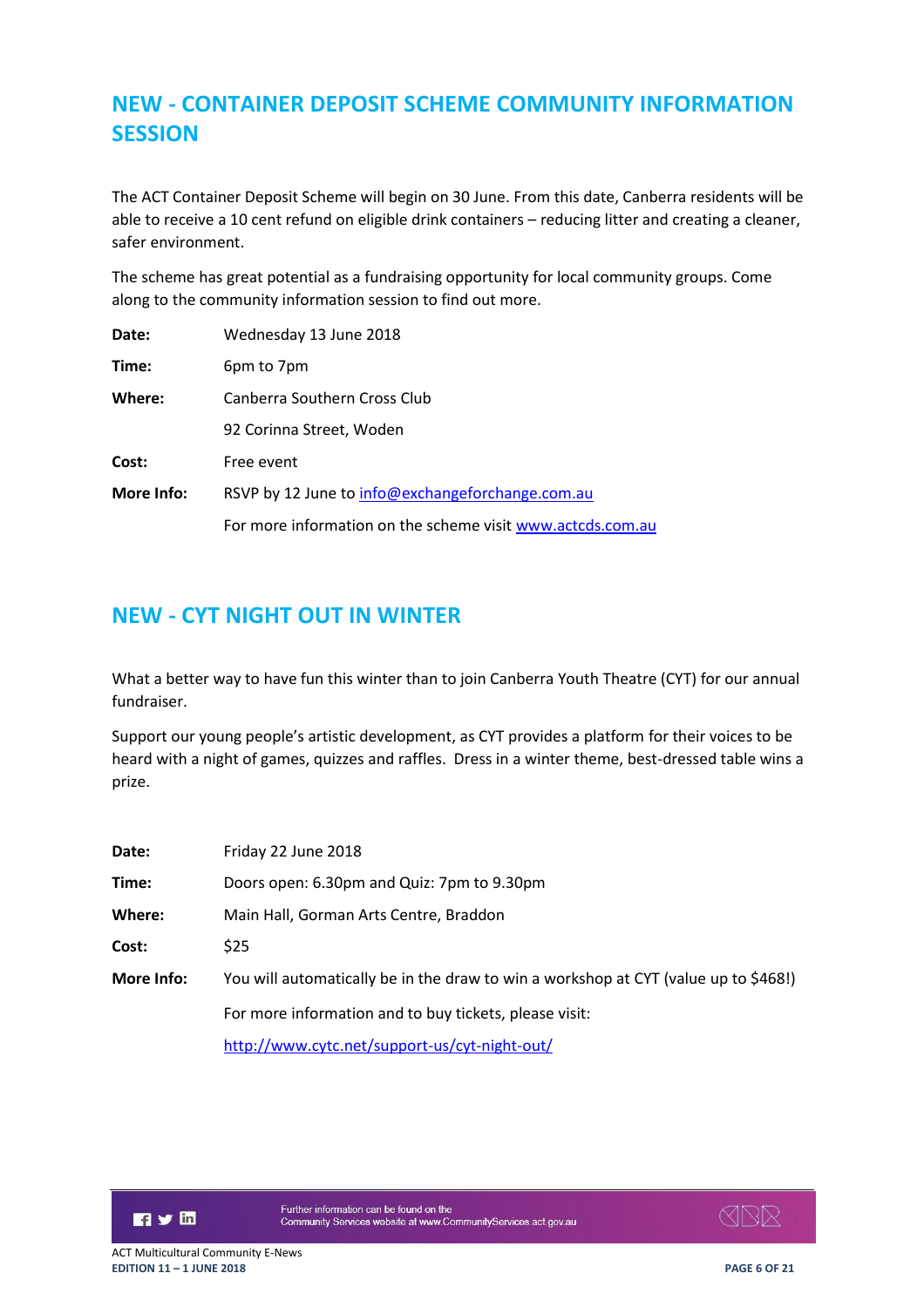## NEW - CONTAINER DEPOSIT SCHEME COMMUNITY INFORMATION SESSION

The ACT Container Deposit Scheme will begin on 30 June. From this date, Canberra residents will be able to receive a 10 cent refund on eligible drink containers – reducing litter and creating a cleaner, safer environment.

The scheme has great potential as a fundraising opportunity for local community groups. Come along to the community information session to find out more.

| | |
|---|---|
| **Date:** | Wednesday 13 June 2018 |
| **Time:** | 6pm to 7pm |
| **Where:** | Canberra Southern Cross Club |
| | 92 Corinna Street, Woden |
| **Cost:** | Free event |
| **More Info:** | RSVP by 12 June to info@exchangeforchange.com.au |
| | For more information on the scheme visit www.actcds.com.au |

## NEW - CYT NIGHT OUT IN WINTER

What a better way to have fun this winter than to join Canberra Youth Theatre (CYT) for our annual fundraiser.

Support our young people's artistic development, as CYT provides a platform for their voices to be heard with a night of games, quizzes and raffles. Dress in a winter theme, best-dressed table wins a prize.

| | |
|---|---|
| **Date:** | Friday 22 June 2018 |
| **Time:** | Doors open: 6.30pm and Quiz: 7pm to 9.30pm |
| **Where:** | Main Hall, Gorman Arts Centre, Braddon |
| **Cost:** | $25 |
| **More Info:** | You will automatically be in the draw to win a workshop at CYT (value up to $468!) |
| | For more information and to buy tickets, please visit: |
| | http://www.cytc.net/support-us/cyt-night-out/ |

Further information can be found on the Community Services website at www.CommunityServices.act.gov.au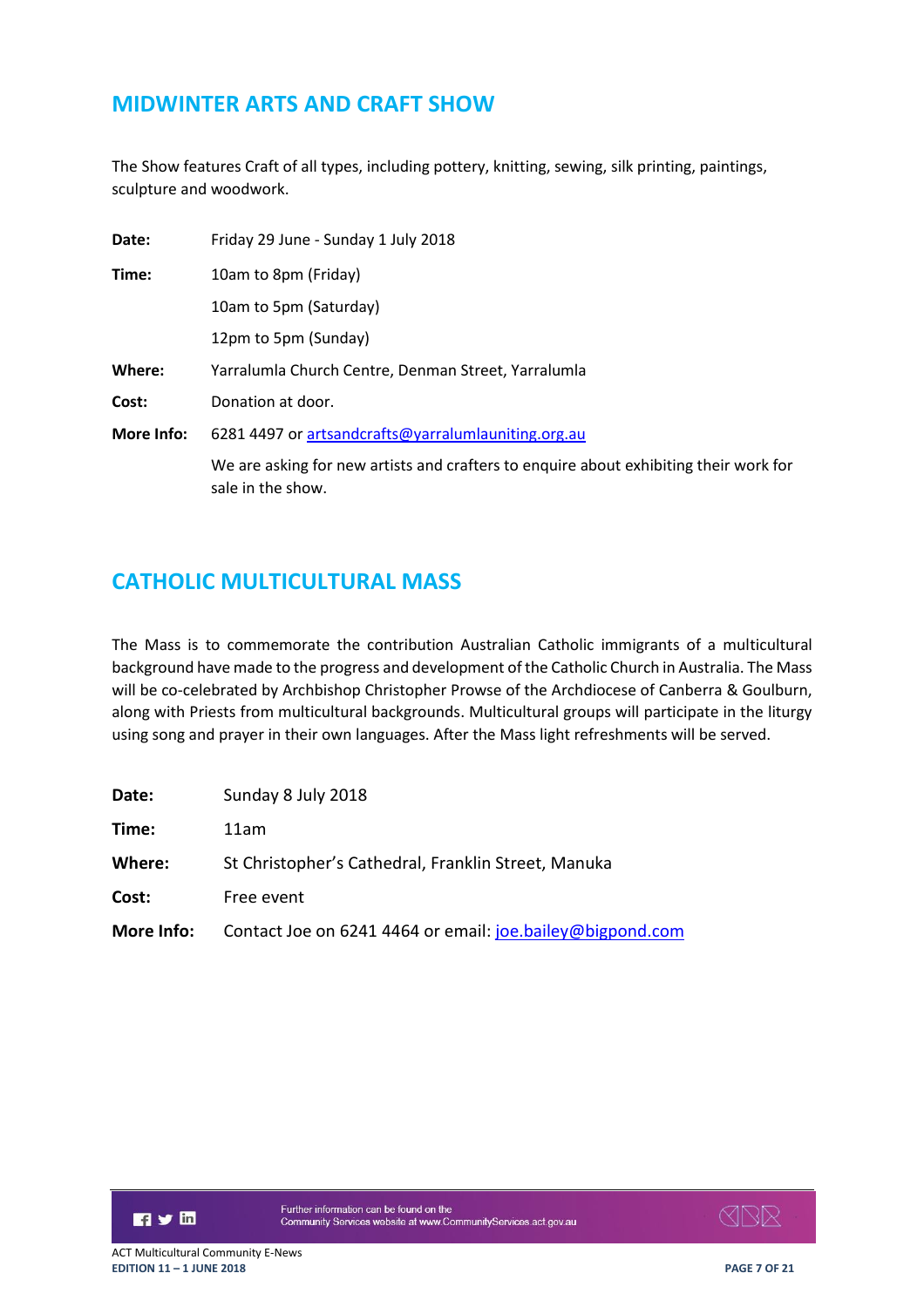## MIDWINTER ARTS AND CRAFT SHOW

The Show features Craft of all types, including pottery, knitting, sewing, silk printing, paintings, sculpture and woodwork.

**Date:** Friday 29 June - Sunday 1 July 2018

**Time:** 10am to 8pm (Friday)

10am to 5pm (Saturday)

12pm to 5pm (Sunday)

**Where:** Yarralumla Church Centre, Denman Street, Yarralumla

**Cost:** Donation at door.

**More Info:** 6281 4497 or artsandcrafts@yarralumlauniting.org.au

We are asking for new artists and crafters to enquire about exhibiting their work for sale in the show.

## CATHOLIC MULTICULTURAL MASS

The Mass is to commemorate the contribution Australian Catholic immigrants of a multicultural background have made to the progress and development of the Catholic Church in Australia. The Mass will be co-celebrated by Archbishop Christopher Prowse of the Archdiocese of Canberra & Goulburn, along with Priests from multicultural backgrounds. Multicultural groups will participate in the liturgy using song and prayer in their own languages. After the Mass light refreshments will be served.

**Date:** Sunday 8 July 2018

**Time:** 11am

**Where:** St Christopher's Cathedral, Franklin Street, Manuka

**Cost:** Free event

**More Info:** Contact Joe on 6241 4464 or email: joe.bailey@bigpond.com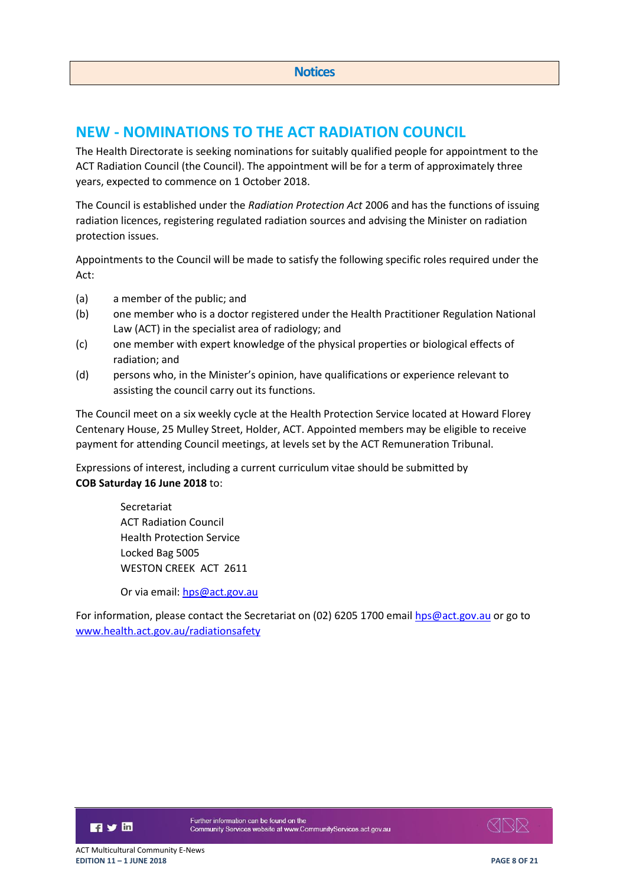## Notices

# NEW - NOMINATIONS TO THE ACT RADIATION COUNCIL

The Health Directorate is seeking nominations for suitably qualified people for appointment to the ACT Radiation Council (the Council). The appointment will be for a term of approximately three years, expected to commence on 1 October 2018.

The Council is established under the *Radiation Protection Act* 2006 and has the functions of issuing radiation licences, registering regulated radiation sources and advising the Minister on radiation protection issues.

Appointments to the Council will be made to satisfy the following specific roles required under the Act:

(a) a member of the public; and
(b) one member who is a doctor registered under the Health Practitioner Regulation National Law (ACT) in the specialist area of radiology; and
(c) one member with expert knowledge of the physical properties or biological effects of radiation; and
(d) persons who, in the Minister's opinion, have qualifications or experience relevant to assisting the council carry out its functions.

The Council meet on a six weekly cycle at the Health Protection Service located at Howard Florey Centenary House, 25 Mulley Street, Holder, ACT. Appointed members may be eligible to receive payment for attending Council meetings, at levels set by the ACT Remuneration Tribunal.

Expressions of interest, including a current curriculum vitae should be submitted by **COB Saturday 16 June 2018** to:

Secretariat
ACT Radiation Council
Health Protection Service
Locked Bag 5005
WESTON CREEK ACT 2611

Or via email: hps@act.gov.au

For information, please contact the Secretariat on (02) 6205 1700 email hps@act.gov.au or go to www.health.act.gov.au/radiationsafety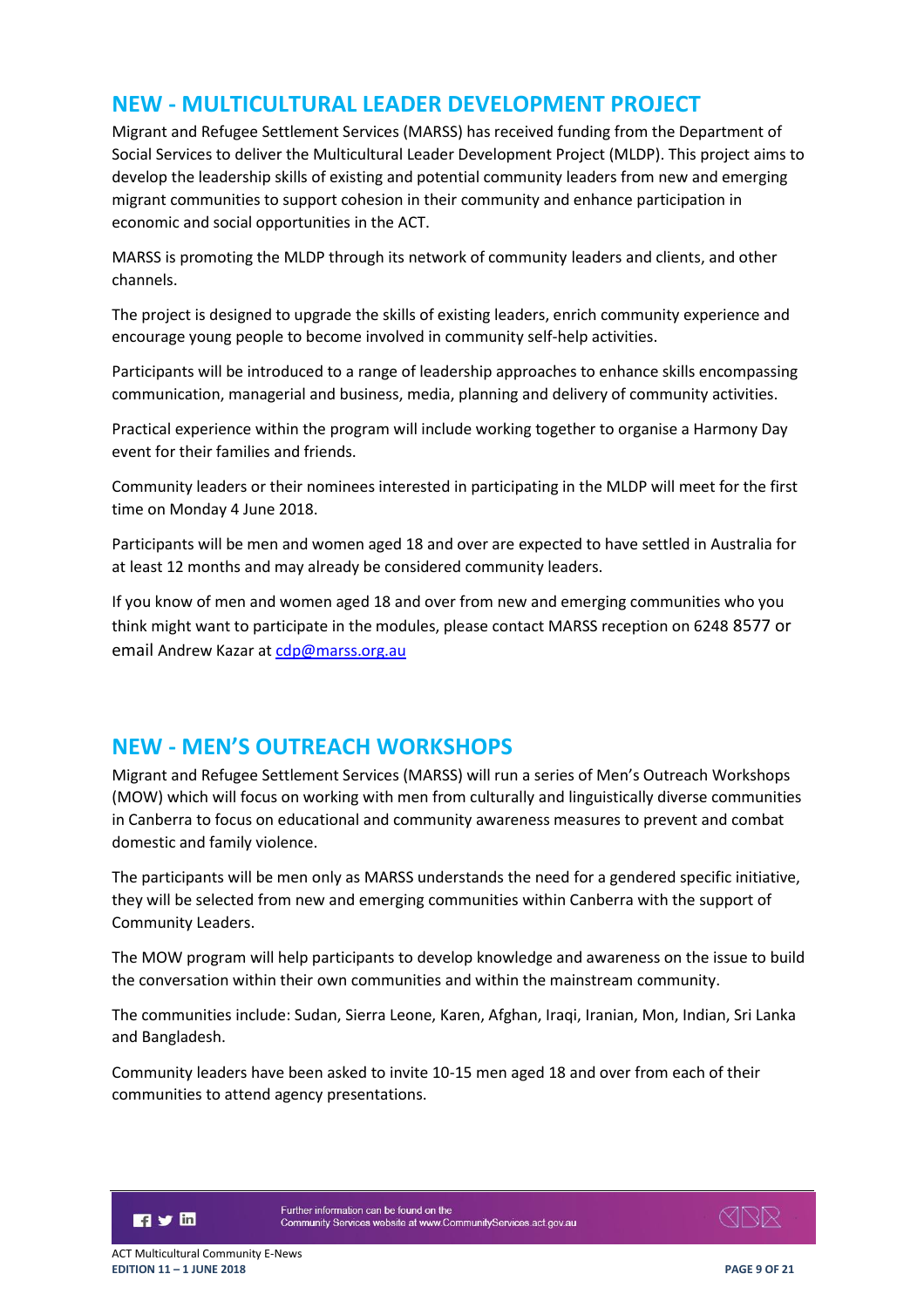## NEW - MULTICULTURAL LEADER DEVELOPMENT PROJECT

Migrant and Refugee Settlement Services (MARSS) has received funding from the Department of Social Services to deliver the Multicultural Leader Development Project (MLDP). This project aims to develop the leadership skills of existing and potential community leaders from new and emerging migrant communities to support cohesion in their community and enhance participation in economic and social opportunities in the ACT.

MARSS is promoting the MLDP through its network of community leaders and clients, and other channels.

The project is designed to upgrade the skills of existing leaders, enrich community experience and encourage young people to become involved in community self-help activities.

Participants will be introduced to a range of leadership approaches to enhance skills encompassing communication, managerial and business, media, planning and delivery of community activities.

Practical experience within the program will include working together to organise a Harmony Day event for their families and friends.

Community leaders or their nominees interested in participating in the MLDP will meet for the first time on Monday 4 June 2018.

Participants will be men and women aged 18 and over are expected to have settled in Australia for at least 12 months and may already be considered community leaders.

If you know of men and women aged 18 and over from new and emerging communities who you think might want to participate in the modules, please contact MARSS reception on 6248 8577 or email Andrew Kazar at cdp@marss.org.au

## NEW - MEN'S OUTREACH WORKSHOPS

Migrant and Refugee Settlement Services (MARSS) will run a series of Men's Outreach Workshops (MOW) which will focus on working with men from culturally and linguistically diverse communities in Canberra to focus on educational and community awareness measures to prevent and combat domestic and family violence.

The participants will be men only as MARSS understands the need for a gendered specific initiative, they will be selected from new and emerging communities within Canberra with the support of Community Leaders.

The MOW program will help participants to develop knowledge and awareness on the issue to build the conversation within their own communities and within the mainstream community.

The communities include: Sudan, Sierra Leone, Karen, Afghan, Iraqi, Iranian, Mon, Indian, Sri Lanka and Bangladesh.

Community leaders have been asked to invite 10-15 men aged 18 and over from each of their communities to attend agency presentations.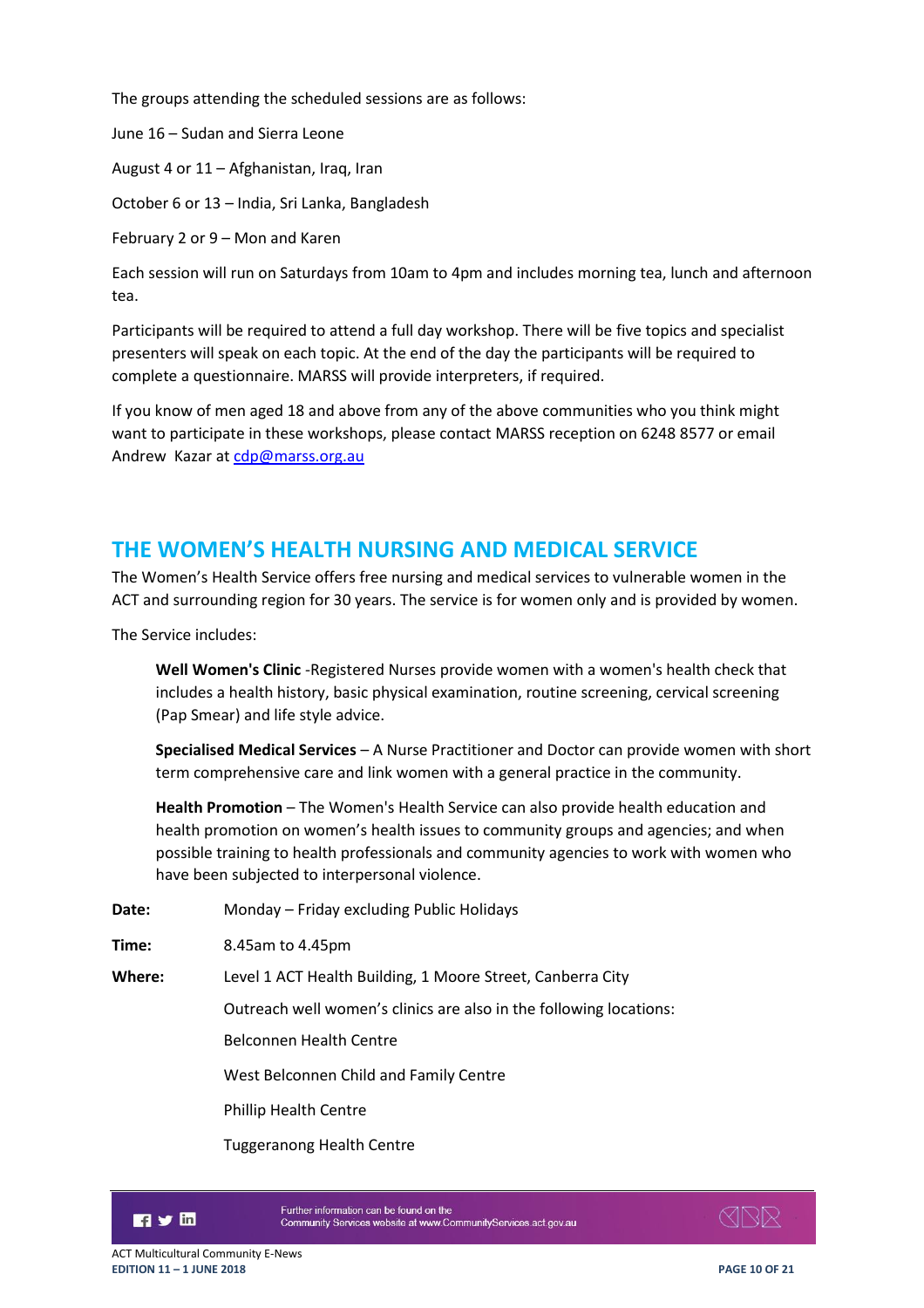The groups attending the scheduled sessions are as follows:

June 16 – Sudan and Sierra Leone

August 4 or 11 – Afghanistan, Iraq, Iran

October 6 or 13 – India, Sri Lanka, Bangladesh

February 2 or 9 – Mon and Karen

Each session will run on Saturdays from 10am to 4pm and includes morning tea, lunch and afternoon tea.

Participants will be required to attend a full day workshop. There will be five topics and specialist presenters will speak on each topic. At the end of the day the participants will be required to complete a questionnaire. MARSS will provide interpreters, if required.

If you know of men aged 18 and above from any of the above communities who you think might want to participate in these workshops, please contact MARSS reception on 6248 8577 or email Andrew Kazar at cdp@marss.org.au

## THE WOMEN'S HEALTH NURSING AND MEDICAL SERVICE

The Women's Health Service offers free nursing and medical services to vulnerable women in the ACT and surrounding region for 30 years. The service is for women only and is provided by women.

The Service includes:

> **Well Women's Clinic** -Registered Nurses provide women with a women's health check that includes a health history, basic physical examination, routine screening, cervical screening (Pap Smear) and life style advice.
>
> **Specialised Medical Services** – A Nurse Practitioner and Doctor can provide women with short term comprehensive care and link women with a general practice in the community.
>
> **Health Promotion** – The Women's Health Service can also provide health education and health promotion on women's health issues to community groups and agencies; and when possible training to health professionals and community agencies to work with women who have been subjected to interpersonal violence.

**Date:** Monday – Friday excluding Public Holidays

**Time:** 8.45am to 4.45pm

**Where:** Level 1 ACT Health Building, 1 Moore Street, Canberra City

Outreach well women's clinics are also in the following locations:

Belconnen Health Centre

West Belconnen Child and Family Centre

Phillip Health Centre

Tuggeranong Health Centre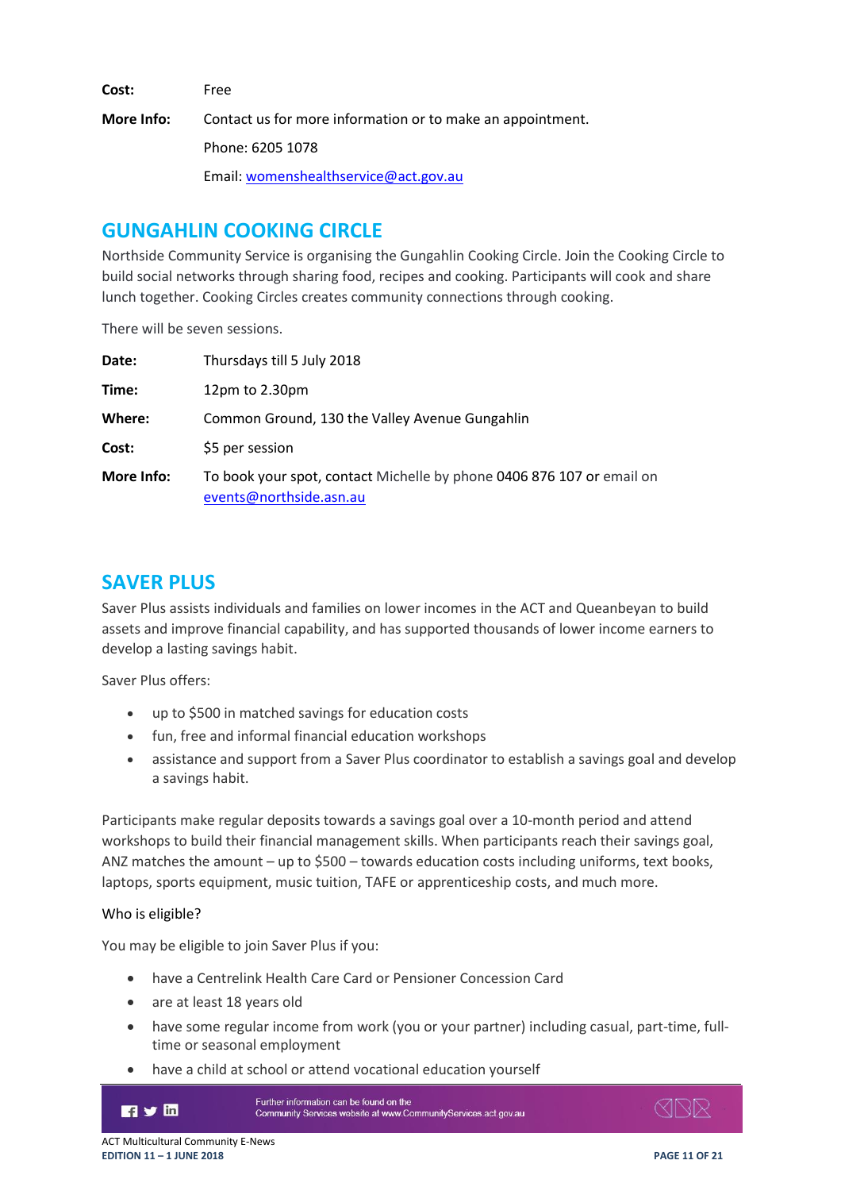| | |
|---|---|
| **Cost:** | Free |
| **More Info:** | Contact us for more information or to make an appointment. |
| | Phone: 6205 1078 |
| | Email: womenshealthservice@act.gov.au |

## GUNGAHLIN COOKING CIRCLE

Northside Community Service is organising the Gungahlin Cooking Circle. Join the Cooking Circle to build social networks through sharing food, recipes and cooking. Participants will cook and share lunch together. Cooking Circles creates community connections through cooking.

There will be seven sessions.

| | |
|---|---|
| **Date:** | Thursdays till 5 July 2018 |
| **Time:** | 12pm to 2.30pm |
| **Where:** | Common Ground, 130 the Valley Avenue Gungahlin |
| **Cost:** | $5 per session |
| **More Info:** | To book your spot, contact Michelle by phone 0406 876 107 or email on events@northside.asn.au |

## SAVER PLUS

Saver Plus assists individuals and families on lower incomes in the ACT and Queanbeyan to build assets and improve financial capability, and has supported thousands of lower income earners to develop a lasting savings habit.

Saver Plus offers:

- up to $500 in matched savings for education costs
- fun, free and informal financial education workshops
- assistance and support from a Saver Plus coordinator to establish a savings goal and develop a savings habit.

Participants make regular deposits towards a savings goal over a 10-month period and attend workshops to build their financial management skills. When participants reach their savings goal, ANZ matches the amount – up to $500 – towards education costs including uniforms, text books, laptops, sports equipment, music tuition, TAFE or apprenticeship costs, and much more.

Who is eligible?

You may be eligible to join Saver Plus if you:

- have a Centrelink Health Care Card or Pensioner Concession Card
- are at least 18 years old
- have some regular income from work (you or your partner) including casual, part-time, full-time or seasonal employment
- have a child at school or attend vocational education yourself

Further information can be found on the Community Services website at www.CommunityServices.act.gov.au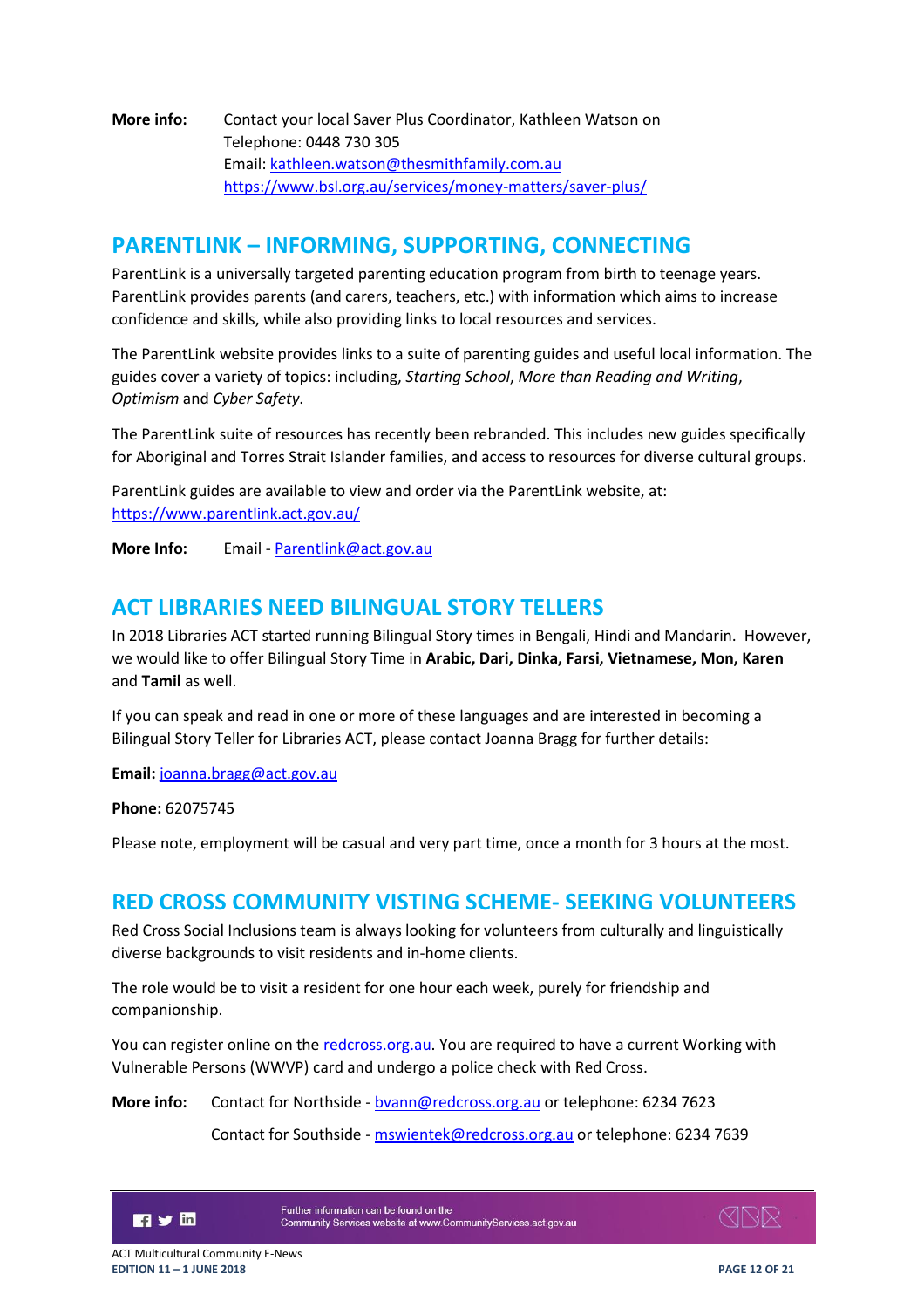**More info:** Contact your local Saver Plus Coordinator, Kathleen Watson on
Telephone: 0448 730 305
Email: kathleen.watson@thesmithfamily.com.au
https://www.bsl.org.au/services/money-matters/saver-plus/

## PARENTLINK – INFORMING, SUPPORTING, CONNECTING

ParentLink is a universally targeted parenting education program from birth to teenage years. ParentLink provides parents (and carers, teachers, etc.) with information which aims to increase confidence and skills, while also providing links to local resources and services.

The ParentLink website provides links to a suite of parenting guides and useful local information. The guides cover a variety of topics: including, *Starting School*, *More than Reading and Writing*, *Optimism* and *Cyber Safety*.

The ParentLink suite of resources has recently been rebranded. This includes new guides specifically for Aboriginal and Torres Strait Islander families, and access to resources for diverse cultural groups.

ParentLink guides are available to view and order via the ParentLink website, at:
https://www.parentlink.act.gov.au/

**More Info:** Email - Parentlink@act.gov.au

## ACT LIBRARIES NEED BILINGUAL STORY TELLERS

In 2018 Libraries ACT started running Bilingual Story times in Bengali, Hindi and Mandarin. However, we would like to offer Bilingual Story Time in **Arabic, Dari, Dinka, Farsi, Vietnamese, Mon, Karen** and **Tamil** as well.

If you can speak and read in one or more of these languages and are interested in becoming a Bilingual Story Teller for Libraries ACT, please contact Joanna Bragg for further details:

**Email:** joanna.bragg@act.gov.au

**Phone:** 62075745

Please note, employment will be casual and very part time, once a month for 3 hours at the most.

## RED CROSS COMMUNITY VISTING SCHEME- SEEKING VOLUNTEERS

Red Cross Social Inclusions team is always looking for volunteers from culturally and linguistically diverse backgrounds to visit residents and in-home clients.

The role would be to visit a resident for one hour each week, purely for friendship and companionship.

You can register online on the redcross.org.au. You are required to have a current Working with Vulnerable Persons (WWVP) card and undergo a police check with Red Cross.

**More info:** Contact for Northside - bvann@redcross.org.au or telephone: 6234 7623

Contact for Southside - mswientek@redcross.org.au or telephone: 6234 7639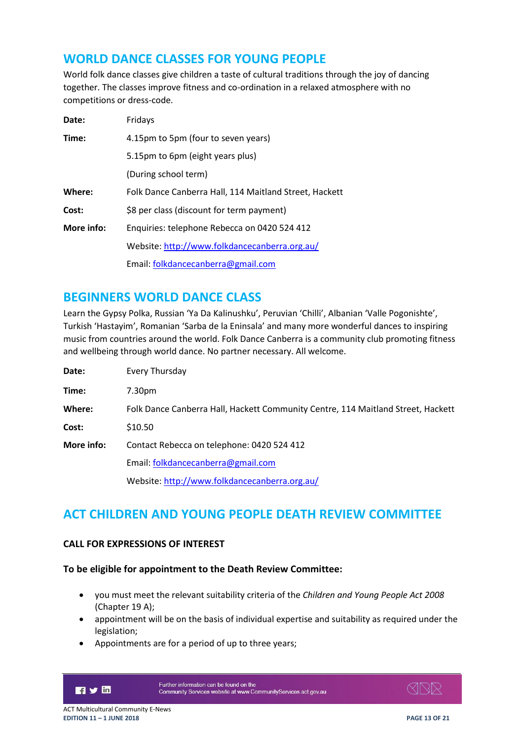## WORLD DANCE CLASSES FOR YOUNG PEOPLE

World folk dance classes give children a taste of cultural traditions through the joy of dancing together. The classes improve fitness and co-ordination in a relaxed atmosphere with no competitions or dress-code.

| | |
|---|---|
| **Date:** | Fridays |
| **Time:** | 4.15pm to 5pm (four to seven years) |
| | 5.15pm to 6pm (eight years plus) |
| | (During school term) |
| **Where:** | Folk Dance Canberra Hall, 114 Maitland Street, Hackett |
| **Cost:** | $8 per class (discount for term payment) |
| **More info:** | Enquiries: telephone Rebecca on 0420 524 412 |
| | Website: http://www.folkdancecanberra.org.au/ |
| | Email: folkdancecanberra@gmail.com |

## BEGINNERS WORLD DANCE CLASS

Learn the Gypsy Polka, Russian 'Ya Da Kalinushku', Peruvian 'Chilli', Albanian 'Valle Pogonishte', Turkish 'Hastayim', Romanian 'Sarba de la Eninsala' and many more wonderful dances to inspiring music from countries around the world. Folk Dance Canberra is a community club promoting fitness and wellbeing through world dance. No partner necessary. All welcome.

| | |
|---|---|
| **Date:** | Every Thursday |
| **Time:** | 7.30pm |
| **Where:** | Folk Dance Canberra Hall, Hackett Community Centre, 114 Maitland Street, Hackett |
| **Cost:** | $10.50 |
| **More info:** | Contact Rebecca on telephone: 0420 524 412 |
| | Email: folkdancecanberra@gmail.com |
| | Website: http://www.folkdancecanberra.org.au/ |

## ACT CHILDREN AND YOUNG PEOPLE DEATH REVIEW COMMITTEE

### CALL FOR EXPRESSIONS OF INTEREST

**To be eligible for appointment to the Death Review Committee:**

- you must meet the relevant suitability criteria of the *Children and Young People Act 2008* (Chapter 19 A);
- appointment will be on the basis of individual expertise and suitability as required under the legislation;
- Appointments are for a period of up to three years;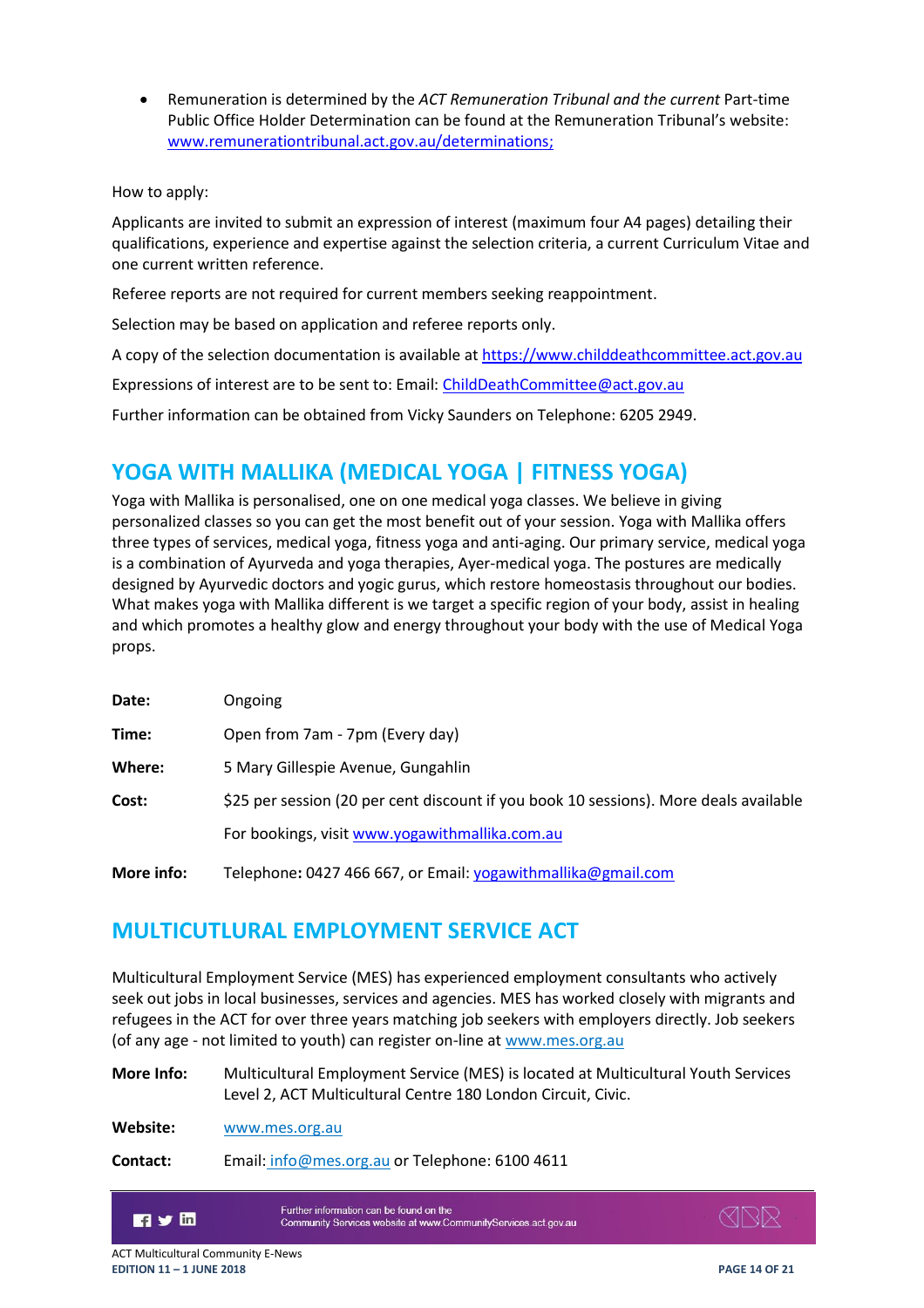- Remuneration is determined by the *ACT Remuneration Tribunal and the current* Part-time Public Office Holder Determination can be found at the Remuneration Tribunal's website: www.remunerationtribunal.act.gov.au/determinations;

How to apply:

Applicants are invited to submit an expression of interest (maximum four A4 pages) detailing their qualifications, experience and expertise against the selection criteria, a current Curriculum Vitae and one current written reference.

Referee reports are not required for current members seeking reappointment.

Selection may be based on application and referee reports only.

A copy of the selection documentation is available at https://www.childdeathcommittee.act.gov.au

Expressions of interest are to be sent to: Email: ChildDeathCommittee@act.gov.au

Further information can be obtained from Vicky Saunders on Telephone: 6205 2949.

## YOGA WITH MALLIKA (MEDICAL YOGA | FITNESS YOGA)

Yoga with Mallika is personalised, one on one medical yoga classes. We believe in giving personalized classes so you can get the most benefit out of your session. Yoga with Mallika offers three types of services, medical yoga, fitness yoga and anti-aging. Our primary service, medical yoga is a combination of Ayurveda and yoga therapies, Ayer-medical yoga. The postures are medically designed by Ayurvedic doctors and yogic gurus, which restore homeostasis throughout our bodies. What makes yoga with Mallika different is we target a specific region of your body, assist in healing and which promotes a healthy glow and energy throughout your body with the use of Medical Yoga props.

| | |
|---|---|
| **Date:** | Ongoing |
| **Time:** | Open from 7am - 7pm (Every day) |
| **Where:** | 5 Mary Gillespie Avenue, Gungahlin |
| **Cost:** | $25 per session (20 per cent discount if you book 10 sessions). More deals available |
| | For bookings, visit www.yogawithmallika.com.au |
| **More info:** | Telephone: 0427 466 667, or Email: yogawithmallika@gmail.com |

## MULTICUTLURAL EMPLOYMENT SERVICE ACT

Multicultural Employment Service (MES) has experienced employment consultants who actively seek out jobs in local businesses, services and agencies. MES has worked closely with migrants and refugees in the ACT for over three years matching job seekers with employers directly. Job seekers (of any age - not limited to youth) can register on-line at www.mes.org.au

| | |
|---|---|
| **More Info:** | Multicultural Employment Service (MES) is located at Multicultural Youth Services Level 2, ACT Multicultural Centre 180 London Circuit, Civic. |
| **Website:** | www.mes.org.au |
| **Contact:** | Email: info@mes.org.au or Telephone: 6100 4611 |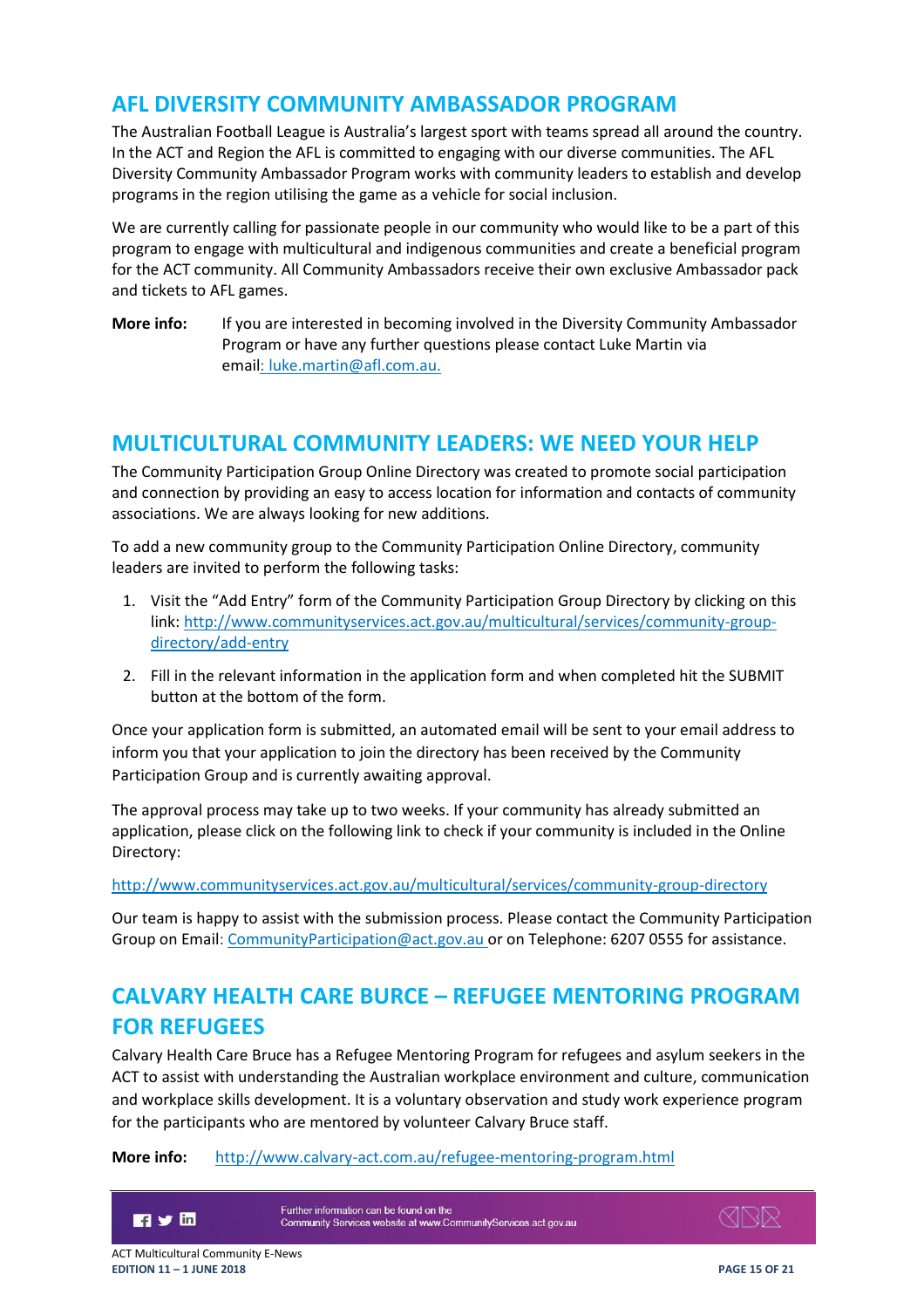## AFL DIVERSITY COMMUNITY AMBASSADOR PROGRAM

The Australian Football League is Australia's largest sport with teams spread all around the country. In the ACT and Region the AFL is committed to engaging with our diverse communities. The AFL Diversity Community Ambassador Program works with community leaders to establish and develop programs in the region utilising the game as a vehicle for social inclusion.

We are currently calling for passionate people in our community who would like to be a part of this program to engage with multicultural and indigenous communities and create a beneficial program for the ACT community. All Community Ambassadors receive their own exclusive Ambassador pack and tickets to AFL games.

**More info:** If you are interested in becoming involved in the Diversity Community Ambassador Program or have any further questions please contact Luke Martin via email: luke.martin@afl.com.au.

## MULTICULTURAL COMMUNITY LEADERS: WE NEED YOUR HELP

The Community Participation Group Online Directory was created to promote social participation and connection by providing an easy to access location for information and contacts of community associations. We are always looking for new additions.

To add a new community group to the Community Participation Online Directory, community leaders are invited to perform the following tasks:

1. Visit the "Add Entry" form of the Community Participation Group Directory by clicking on this link: http://www.communityservices.act.gov.au/multicultural/services/community-group-directory/add-entry
2. Fill in the relevant information in the application form and when completed hit the SUBMIT button at the bottom of the form.

Once your application form is submitted, an automated email will be sent to your email address to inform you that your application to join the directory has been received by the Community Participation Group and is currently awaiting approval.

The approval process may take up to two weeks. If your community has already submitted an application, please click on the following link to check if your community is included in the Online Directory:

http://www.communityservices.act.gov.au/multicultural/services/community-group-directory

Our team is happy to assist with the submission process. Please contact the Community Participation Group on Email: CommunityParticipation@act.gov.au or on Telephone: 6207 0555 for assistance.

## CALVARY HEALTH CARE BURCE – REFUGEE MENTORING PROGRAM FOR REFUGEES

Calvary Health Care Bruce has a Refugee Mentoring Program for refugees and asylum seekers in the ACT to assist with understanding the Australian workplace environment and culture, communication and workplace skills development. It is a voluntary observation and study work experience program for the participants who are mentored by volunteer Calvary Bruce staff.

**More info:** http://www.calvary-act.com.au/refugee-mentoring-program.html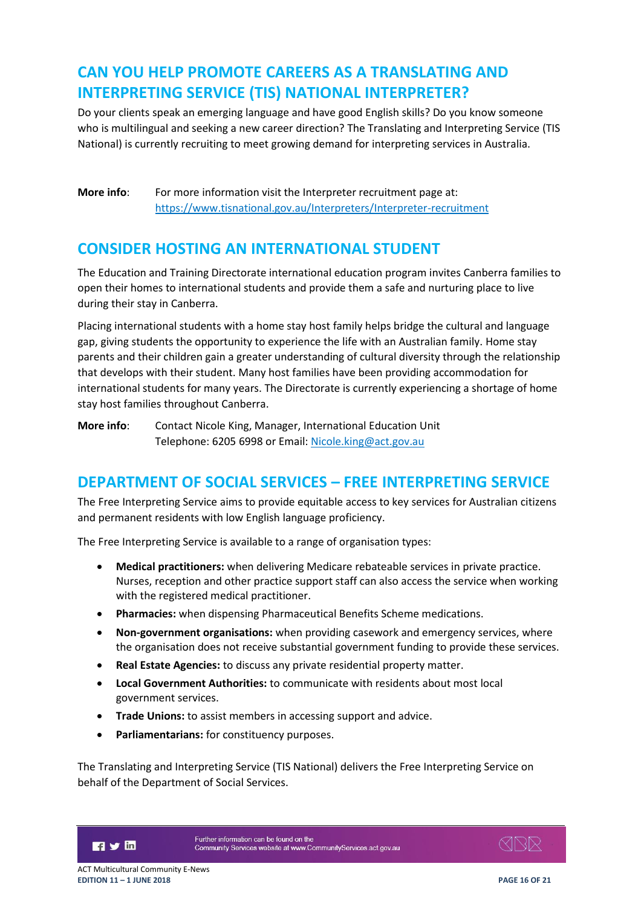## CAN YOU HELP PROMOTE CAREERS AS A TRANSLATING AND INTERPRETING SERVICE (TIS) NATIONAL INTERPRETER?

Do your clients speak an emerging language and have good English skills? Do you know someone who is multilingual and seeking a new career direction? The Translating and Interpreting Service (TIS National) is currently recruiting to meet growing demand for interpreting services in Australia.

**More info**: For more information visit the Interpreter recruitment page at: https://www.tisnational.gov.au/Interpreters/Interpreter-recruitment

## CONSIDER HOSTING AN INTERNATIONAL STUDENT

The Education and Training Directorate international education program invites Canberra families to open their homes to international students and provide them a safe and nurturing place to live during their stay in Canberra.

Placing international students with a home stay host family helps bridge the cultural and language gap, giving students the opportunity to experience the life with an Australian family. Home stay parents and their children gain a greater understanding of cultural diversity through the relationship that develops with their student. Many host families have been providing accommodation for international students for many years. The Directorate is currently experiencing a shortage of home stay host families throughout Canberra.

**More info**: Contact Nicole King, Manager, International Education Unit
Telephone: 6205 6998 or Email: Nicole.king@act.gov.au

## DEPARTMENT OF SOCIAL SERVICES – FREE INTERPRETING SERVICE

The Free Interpreting Service aims to provide equitable access to key services for Australian citizens and permanent residents with low English language proficiency.

The Free Interpreting Service is available to a range of organisation types:

- **Medical practitioners:** when delivering Medicare rebateable services in private practice. Nurses, reception and other practice support staff can also access the service when working with the registered medical practitioner.
- **Pharmacies:** when dispensing Pharmaceutical Benefits Scheme medications.
- **Non-government organisations:** when providing casework and emergency services, where the organisation does not receive substantial government funding to provide these services.
- **Real Estate Agencies:** to discuss any private residential property matter.
- **Local Government Authorities:** to communicate with residents about most local government services.
- **Trade Unions:** to assist members in accessing support and advice.
- **Parliamentarians:** for constituency purposes.

The Translating and Interpreting Service (TIS National) delivers the Free Interpreting Service on behalf of the Department of Social Services.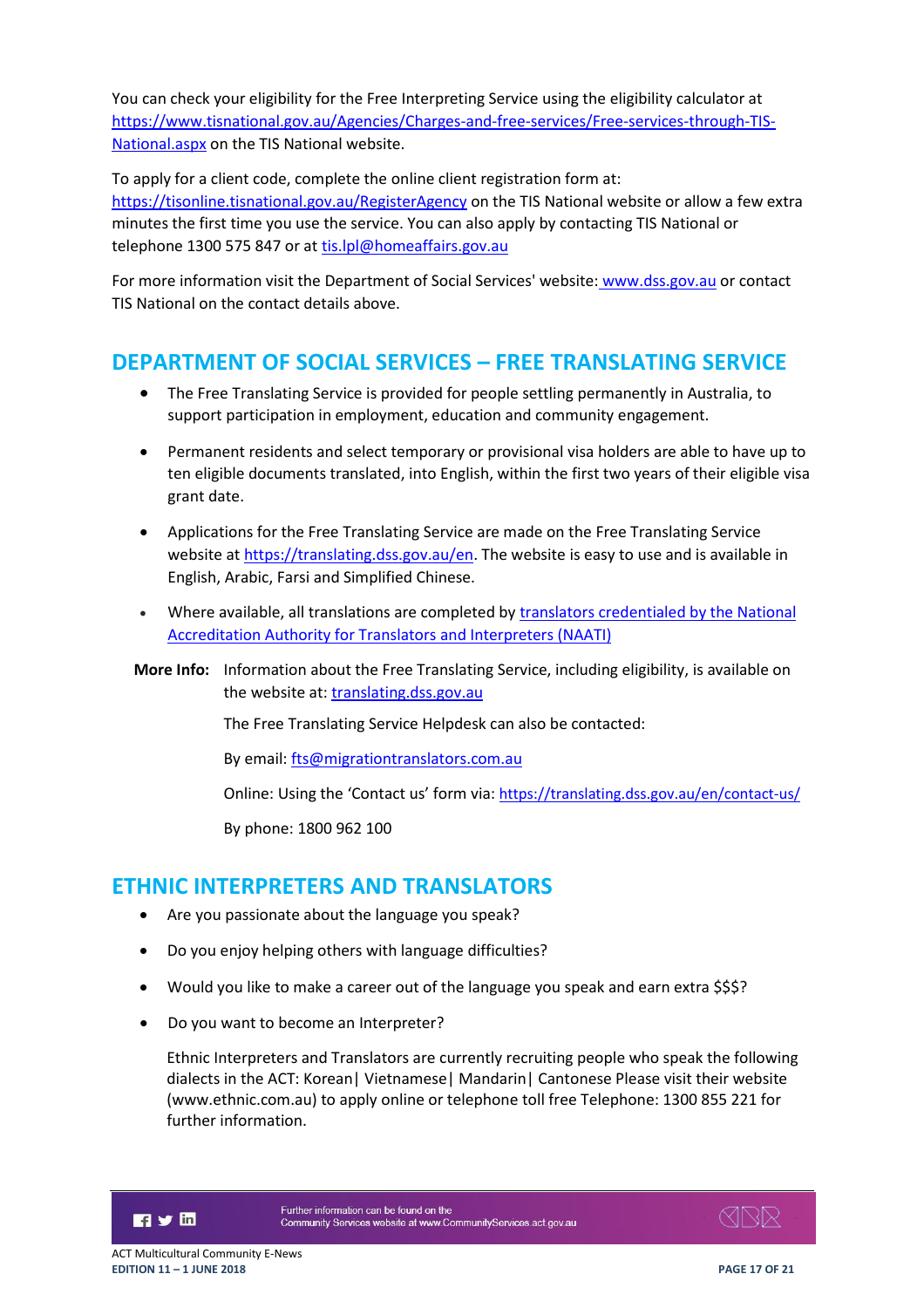You can check your eligibility for the Free Interpreting Service using the eligibility calculator at [https://www.tisnational.gov.au/Agencies/Charges-and-free-services/Free-services-through-TIS-National.aspx](https://www.tisnational.gov.au/Agencies/Charges-and-free-services/Free-services-through-TIS-National.aspx) on the TIS National website.

To apply for a client code, complete the online client registration form at: [https://tisonline.tisnational.gov.au/RegisterAgency](https://tisonline.tisnational.gov.au/RegisterAgency) on the TIS National website or allow a few extra minutes the first time you use the service. You can also apply by contacting TIS National or telephone 1300 575 847 or at tis.lpl@homeaffairs.gov.au

For more information visit the Department of Social Services' website: www.dss.gov.au or contact TIS National on the contact details above.

## DEPARTMENT OF SOCIAL SERVICES – FREE TRANSLATING SERVICE

- The Free Translating Service is provided for people settling permanently in Australia, to support participation in employment, education and community engagement.
- Permanent residents and select temporary or provisional visa holders are able to have up to ten eligible documents translated, into English, within the first two years of their eligible visa grant date.
- Applications for the Free Translating Service are made on the Free Translating Service website at [https://translating.dss.gov.au/en](https://translating.dss.gov.au/en). The website is easy to use and is available in English, Arabic, Farsi and Simplified Chinese.
- Where available, all translations are completed by translators credentialed by the National Accreditation Authority for Translators and Interpreters (NAATI)

**More Info:** Information about the Free Translating Service, including eligibility, is available on the website at: translating.dss.gov.au

The Free Translating Service Helpdesk can also be contacted:

By email: fts@migrationtranslators.com.au

Online: Using the 'Contact us' form via: [https://translating.dss.gov.au/en/contact-us/](https://translating.dss.gov.au/en/contact-us/)

By phone: 1800 962 100

## ETHNIC INTERPRETERS AND TRANSLATORS

- Are you passionate about the language you speak?
- Do you enjoy helping others with language difficulties?
- Would you like to make a career out of the language you speak and earn extra $$$?
- Do you want to become an Interpreter?

Ethnic Interpreters and Translators are currently recruiting people who speak the following dialects in the ACT: Korean| Vietnamese| Mandarin| Cantonese Please visit their website (www.ethnic.com.au) to apply online or telephone toll free Telephone: 1300 855 221 for further information.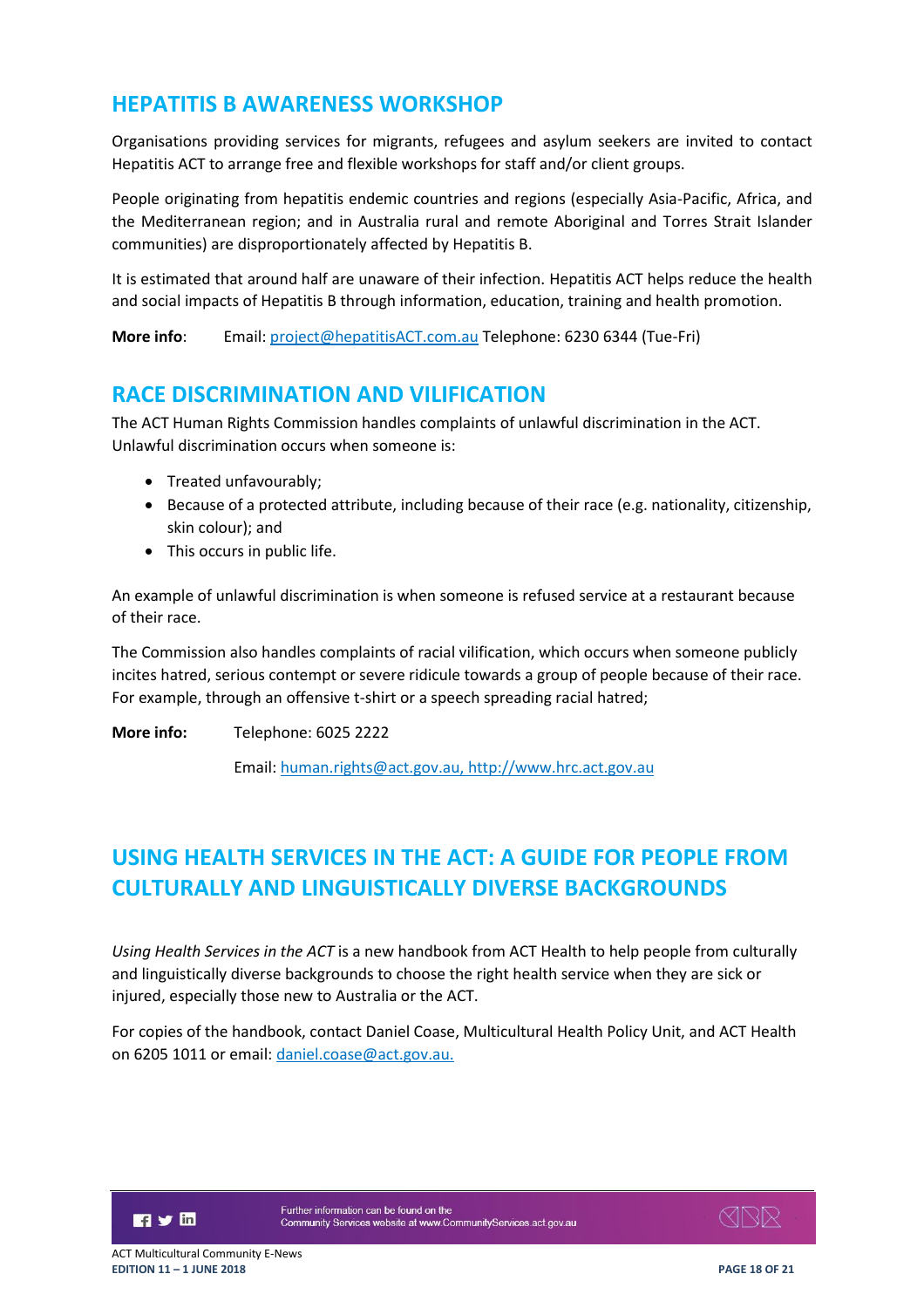## HEPATITIS B AWARENESS WORKSHOP

Organisations providing services for migrants, refugees and asylum seekers are invited to contact Hepatitis ACT to arrange free and flexible workshops for staff and/or client groups.

People originating from hepatitis endemic countries and regions (especially Asia-Pacific, Africa, and the Mediterranean region; and in Australia rural and remote Aboriginal and Torres Strait Islander communities) are disproportionately affected by Hepatitis B.

It is estimated that around half are unaware of their infection. Hepatitis ACT helps reduce the health and social impacts of Hepatitis B through information, education, training and health promotion.

**More info**: Email: project@hepatitisACT.com.au Telephone: 6230 6344 (Tue-Fri)

## RACE DISCRIMINATION AND VILIFICATION

The ACT Human Rights Commission handles complaints of unlawful discrimination in the ACT. Unlawful discrimination occurs when someone is:

- Treated unfavourably;
- Because of a protected attribute, including because of their race (e.g. nationality, citizenship, skin colour); and
- This occurs in public life.

An example of unlawful discrimination is when someone is refused service at a restaurant because of their race.

The Commission also handles complaints of racial vilification, which occurs when someone publicly incites hatred, serious contempt or severe ridicule towards a group of people because of their race. For example, through an offensive t-shirt or a speech spreading racial hatred;

**More info:** Telephone: 6025 2222

Email: human.rights@act.gov.au, http://www.hrc.act.gov.au

## USING HEALTH SERVICES IN THE ACT: A GUIDE FOR PEOPLE FROM CULTURALLY AND LINGUISTICALLY DIVERSE BACKGROUNDS

*Using Health Services in the ACT* is a new handbook from ACT Health to help people from culturally and linguistically diverse backgrounds to choose the right health service when they are sick or injured, especially those new to Australia or the ACT.

For copies of the handbook, contact Daniel Coase, Multicultural Health Policy Unit, and ACT Health on 6205 1011 or email: daniel.coase@act.gov.au.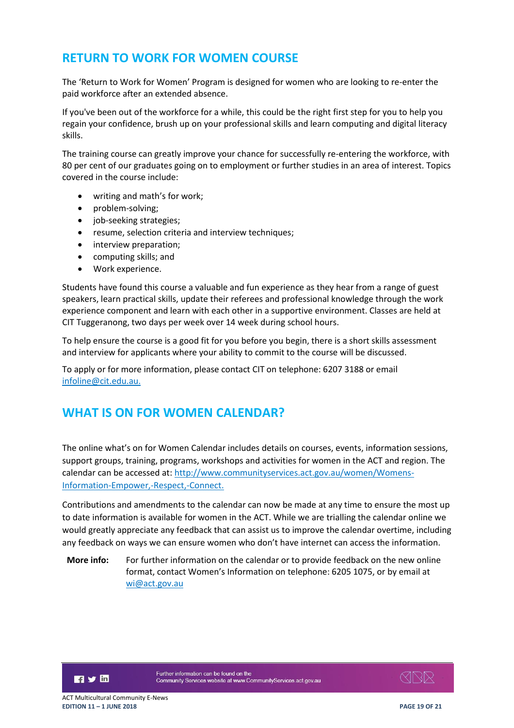## RETURN TO WORK FOR WOMEN COURSE

The 'Return to Work for Women' Program is designed for women who are looking to re-enter the paid workforce after an extended absence.

If you've been out of the workforce for a while, this could be the right first step for you to help you regain your confidence, brush up on your professional skills and learn computing and digital literacy skills.

The training course can greatly improve your chance for successfully re-entering the workforce, with 80 per cent of our graduates going on to employment or further studies in an area of interest. Topics covered in the course include:

- writing and math's for work;
- problem-solving;
- job-seeking strategies;
- resume, selection criteria and interview techniques;
- interview preparation;
- computing skills; and
- Work experience.

Students have found this course a valuable and fun experience as they hear from a range of guest speakers, learn practical skills, update their referees and professional knowledge through the work experience component and learn with each other in a supportive environment. Classes are held at CIT Tuggeranong, two days per week over 14 week during school hours.

To help ensure the course is a good fit for you before you begin, there is a short skills assessment and interview for applicants where your ability to commit to the course will be discussed.

To apply or for more information, please contact CIT on telephone: 6207 3188 or email [infoline@cit.edu.au.](mailto:infoline@cit.edu.au)

## WHAT IS ON FOR WOMEN CALENDAR?

The online what's on for Women Calendar includes details on courses, events, information sessions, support groups, training, programs, workshops and activities for women in the ACT and region. The calendar can be accessed at: [http://www.communityservices.act.gov.au/women/Womens-Information-Empower,-Respect,-Connect.](http://www.communityservices.act.gov.au/women/Womens-Information-Empower,-Respect,-Connect)

Contributions and amendments to the calendar can now be made at any time to ensure the most up to date information is available for women in the ACT. While we are trialling the calendar online we would greatly appreciate any feedback that can assist us to improve the calendar overtime, including any feedback on ways we can ensure women who don't have internet can access the information.

**More info:** For further information on the calendar or to provide feedback on the new online format, contact Women's Information on telephone: 6205 1075, or by email at [wi@act.gov.au](mailto:wi@act.gov.au)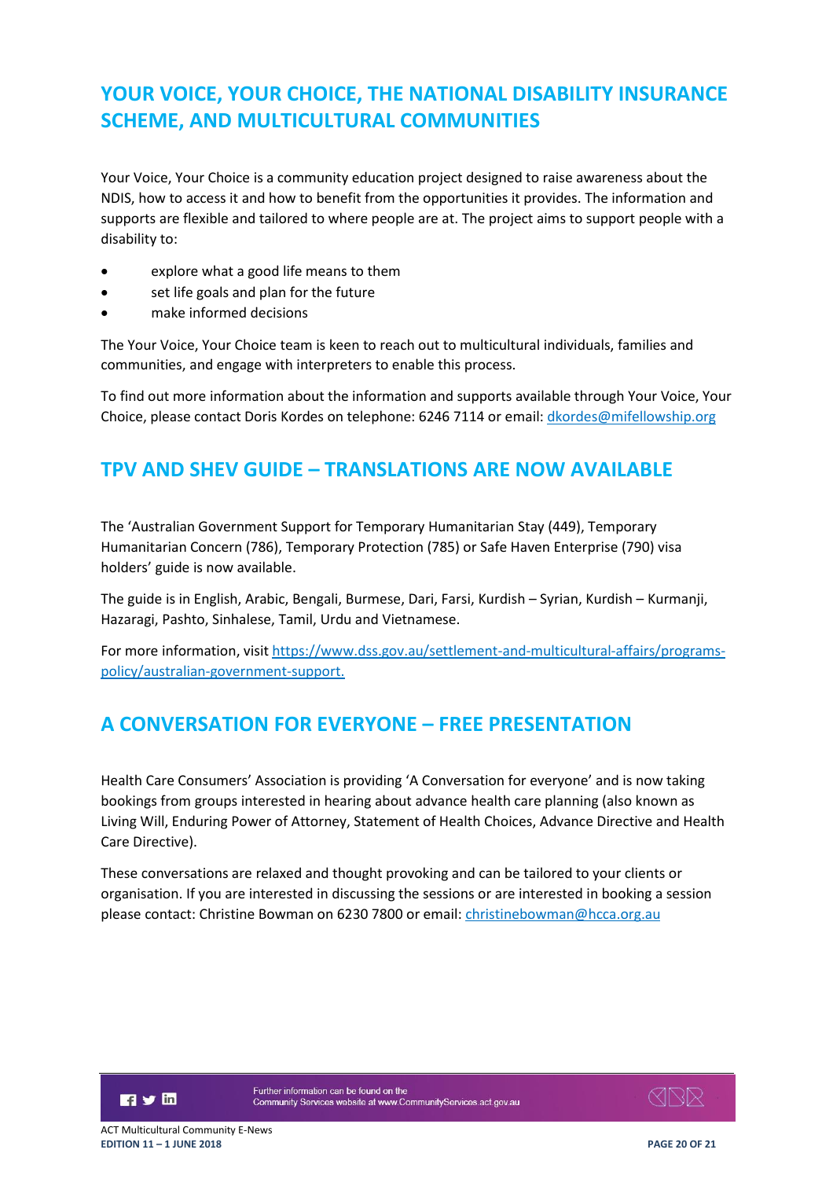## YOUR VOICE, YOUR CHOICE, THE NATIONAL DISABILITY INSURANCE SCHEME, AND MULTICULTURAL COMMUNITIES

Your Voice, Your Choice is a community education project designed to raise awareness about the NDIS, how to access it and how to benefit from the opportunities it provides. The information and supports are flexible and tailored to where people are at. The project aims to support people with a disability to:

- explore what a good life means to them
- set life goals and plan for the future
- make informed decisions

The Your Voice, Your Choice team is keen to reach out to multicultural individuals, families and communities, and engage with interpreters to enable this process.

To find out more information about the information and supports available through Your Voice, Your Choice, please contact Doris Kordes on telephone: 6246 7114 or email: dkordes@mifellowship.org

## TPV AND SHEV GUIDE – TRANSLATIONS ARE NOW AVAILABLE

The 'Australian Government Support for Temporary Humanitarian Stay (449), Temporary Humanitarian Concern (786), Temporary Protection (785) or Safe Haven Enterprise (790) visa holders' guide is now available.

The guide is in English, Arabic, Bengali, Burmese, Dari, Farsi, Kurdish – Syrian, Kurdish – Kurmanji, Hazaragi, Pashto, Sinhalese, Tamil, Urdu and Vietnamese.

For more information, visit https://www.dss.gov.au/settlement-and-multicultural-affairs/programs-policy/australian-government-support.

## A CONVERSATION FOR EVERYONE – FREE PRESENTATION

Health Care Consumers' Association is providing 'A Conversation for everyone' and is now taking bookings from groups interested in hearing about advance health care planning (also known as Living Will, Enduring Power of Attorney, Statement of Health Choices, Advance Directive and Health Care Directive).

These conversations are relaxed and thought provoking and can be tailored to your clients or organisation. If you are interested in discussing the sessions or are interested in booking a session please contact: Christine Bowman on 6230 7800 or email: christinebowman@hcca.org.au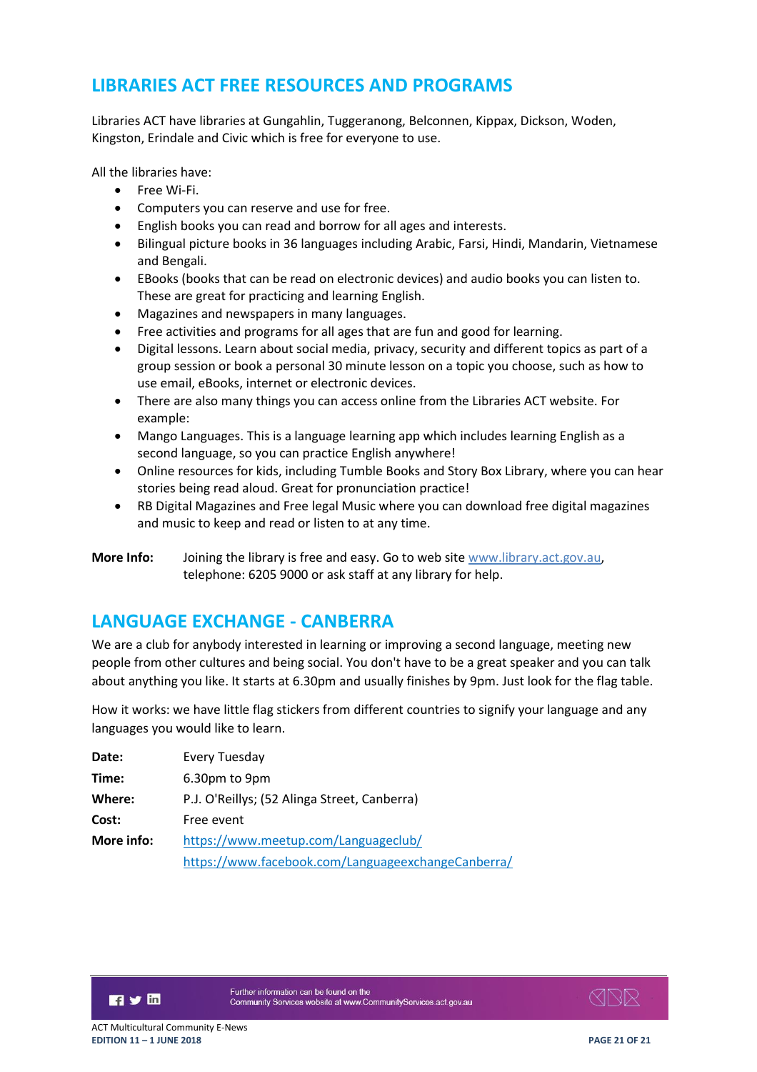## LIBRARIES ACT FREE RESOURCES AND PROGRAMS

Libraries ACT have libraries at Gungahlin, Tuggeranong, Belconnen, Kippax, Dickson, Woden, Kingston, Erindale and Civic which is free for everyone to use.

All the libraries have:

- Free Wi-Fi.
- Computers you can reserve and use for free.
- English books you can read and borrow for all ages and interests.
- Bilingual picture books in 36 languages including Arabic, Farsi, Hindi, Mandarin, Vietnamese and Bengali.
- EBooks (books that can be read on electronic devices) and audio books you can listen to. These are great for practicing and learning English.
- Magazines and newspapers in many languages.
- Free activities and programs for all ages that are fun and good for learning.
- Digital lessons. Learn about social media, privacy, security and different topics as part of a group session or book a personal 30 minute lesson on a topic you choose, such as how to use email, eBooks, internet or electronic devices.
- There are also many things you can access online from the Libraries ACT website. For example:
- Mango Languages. This is a language learning app which includes learning English as a second language, so you can practice English anywhere!
- Online resources for kids, including Tumble Books and Story Box Library, where you can hear stories being read aloud. Great for pronunciation practice!
- RB Digital Magazines and Free legal Music where you can download free digital magazines and music to keep and read or listen to at any time.

**More Info:** Joining the library is free and easy. Go to web site www.library.act.gov.au, telephone: 6205 9000 or ask staff at any library for help.

## LANGUAGE EXCHANGE - CANBERRA

We are a club for anybody interested in learning or improving a second language, meeting new people from other cultures and being social. You don't have to be a great speaker and you can talk about anything you like. It starts at 6.30pm and usually finishes by 9pm. Just look for the flag table.

How it works: we have little flag stickers from different countries to signify your language and any languages you would like to learn.

**Date:** Every Tuesday

**Time:** 6.30pm to 9pm

**Where:** P.J. O'Reillys; (52 Alinga Street, Canberra)

**Cost:** Free event

**More info:** https://www.meetup.com/Languageclub/
https://www.facebook.com/LanguageexchangeCanberra/